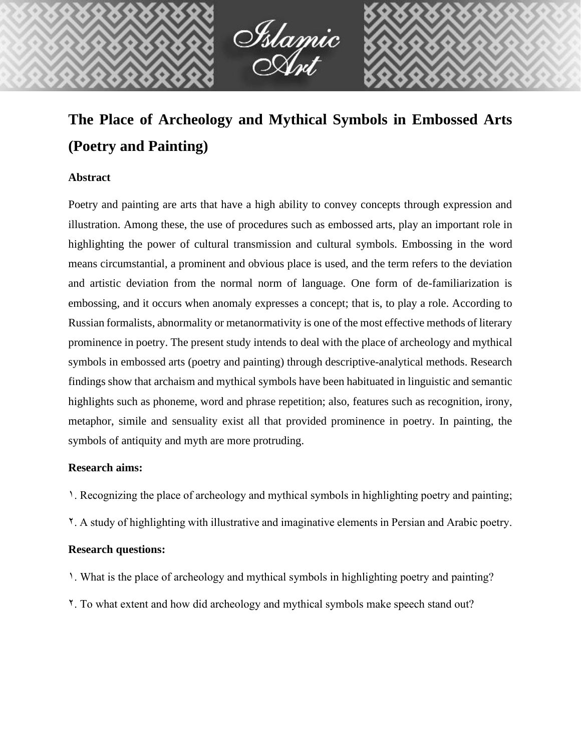# The Place of Archeology and Mythical Symbols in Embossed Arts (Poetry and Painting)

### Abstract

Poetry and painting are arts that have a high ability to convey concepts through expression and illustration. Among these, the use of procedures such as embossed arts, play an important role in highlighting the power of cultural transmission and cultural symbols. Embossing in the word means circumstantial, a prominent and obvious place is used, and the term refers to the deviation and artistic deviation from the normal norm of language. One form of de-familiarization is embossing, and it occurs when anomaly expresses a concept; that is, to play a role. According to Russian formalists, abnormality or metanormativity is one of the most effective methods of literary prominence in poetry. The present study intends to deal with the place of archeology and mythical symbols in embossed arts (poetry and painting) through descriptive-analytical methods. Research findings show that archaism and mythical symbols have been habituated in linguistic and semantic highlights such as phoneme, word and phrase repetition; also, features such as recognition, irony, metaphor, simile and sensuality exist all that provided prominence in poetry. In painting, the symbols of antiquity and myth are more protruding.

### Research aims:

١. Recognizing the place of archeology and mythical symbols in highlighting poetry and painting;

٢. A study of highlighting with illustrative and imaginative elements in Persian and Arabic poetry.

### Research questions:

١. What is the place of archeology and mythical symbols in highlighting poetry and painting?

٢. To what extent and how did archeology and mythical symbols make speech stand out?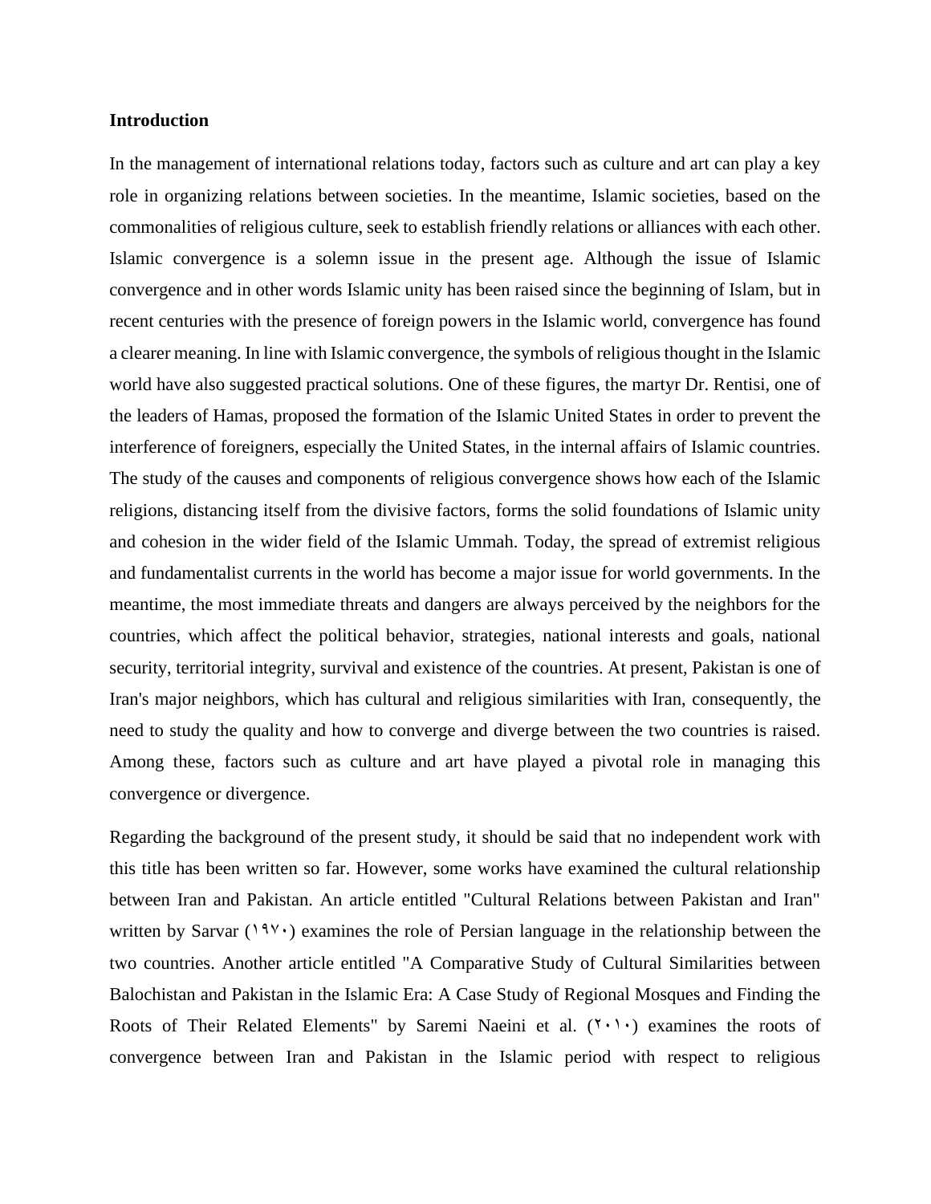**Introduction**

In the management of international relations today, factors such as culture and art can play a key role in organizing relations between societies. In the meantime, Islamic societies, based on the commonalities of religious culture, seek to establish friendly relations or alliances with each other. Islamic convergence is a solemn issue in the present age. Although the issue of Islamic convergence and in other words Islamic unity has been raised since the beginning of Islam, but in recent centuries with the presence of foreign powers in the Islamic world, convergence has found a clearer meaning. In line with Islamic convergence, the symbols of religious thought in the Islamic world have also suggested practical solutions. One of these figures, the martyr Dr. Rentisi, one of the leaders of Hamas, proposed the formation of the Islamic United States in order to prevent the interference of foreigners, especially the United States, in the internal affairs of Islamic countries. The study of the causes and components of religious convergence shows how each of the Islamic religions, distancing itself from the divisive factors, forms the solid foundations of Islamic unity and cohesion in the wider field of the Islamic Ummah. Today, the spread of extremist religious and fundamentalist currents in the world has become a major issue for world governments. In the meantime, the most immediate threats and dangers are always perceived by the neighbors for the countries, which affect the political behavior, strategies, national interests and goals, national security, territorial integrity, survival and existence of the countries. At present, Pakistan is one of Iran's major neighbors, which has cultural and religious similarities with Iran, consequently, the need to study the quality and how to converge and diverge between the two countries is raised. Among these, factors such as culture and art have played a pivotal role in managing this convergence or divergence.

Regarding the background of the present study, it should be said that no independent work with this title has been written so far. However, some works have examined the cultural relationship between Iran and Pakistan. An article entitled "Cultural Relations between Pakistan and Iran" written by Sarvar (۱۹۷۰) examines the role of Persian language in the relationship between the two countries. Another article entitled "A Comparative Study of Cultural Similarities between Balochistan and Pakistan in the Islamic Era: A Case Study of Regional Mosques and Finding the Roots of Their Related Elements" by Saremi Naeini et al. (۲۰۱۰) examines the roots of convergence between Iran and Pakistan in the Islamic period with respect to religious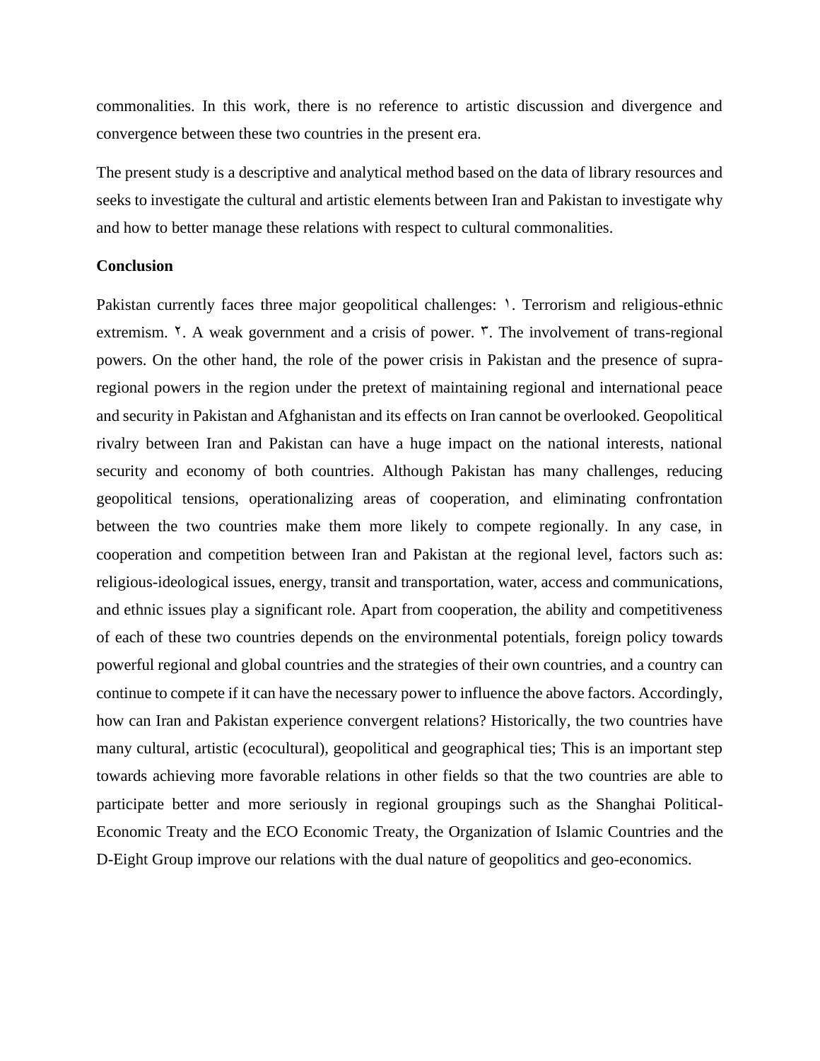commonalities. In this work, there is no reference to artistic discussion and divergence and convergence between these two countries in the present era.

The present study is a descriptive and analytical method based on the data of library resources and seeks to investigate the cultural and artistic elements between Iran and Pakistan to investigate why and how to better manage these relations with respect to cultural commonalities.

**Conclusion**

Pakistan currently faces three major geopolitical challenges: ١. Terrorism and religious-ethnic extremism. ٢. A weak government and a crisis of power. ٣. The involvement of trans-regional powers. On the other hand, the role of the power crisis in Pakistan and the presence of supra-regional powers in the region under the pretext of maintaining regional and international peace and security in Pakistan and Afghanistan and its effects on Iran cannot be overlooked. Geopolitical rivalry between Iran and Pakistan can have a huge impact on the national interests, national security and economy of both countries. Although Pakistan has many challenges, reducing geopolitical tensions, operationalizing areas of cooperation, and eliminating confrontation between the two countries make them more likely to compete regionally. In any case, in cooperation and competition between Iran and Pakistan at the regional level, factors such as: religious-ideological issues, energy, transit and transportation, water, access and communications, and ethnic issues play a significant role. Apart from cooperation, the ability and competitiveness of each of these two countries depends on the environmental potentials, foreign policy towards powerful regional and global countries and the strategies of their own countries, and a country can continue to compete if it can have the necessary power to influence the above factors. Accordingly, how can Iran and Pakistan experience convergent relations? Historically, the two countries have many cultural, artistic (ecocultural), geopolitical and geographical ties; This is an important step towards achieving more favorable relations in other fields so that the two countries are able to participate better and more seriously in regional groupings such as the Shanghai Political-Economic Treaty and the ECO Economic Treaty, the Organization of Islamic Countries and the D-Eight Group improve our relations with the dual nature of geopolitics and geo-economics.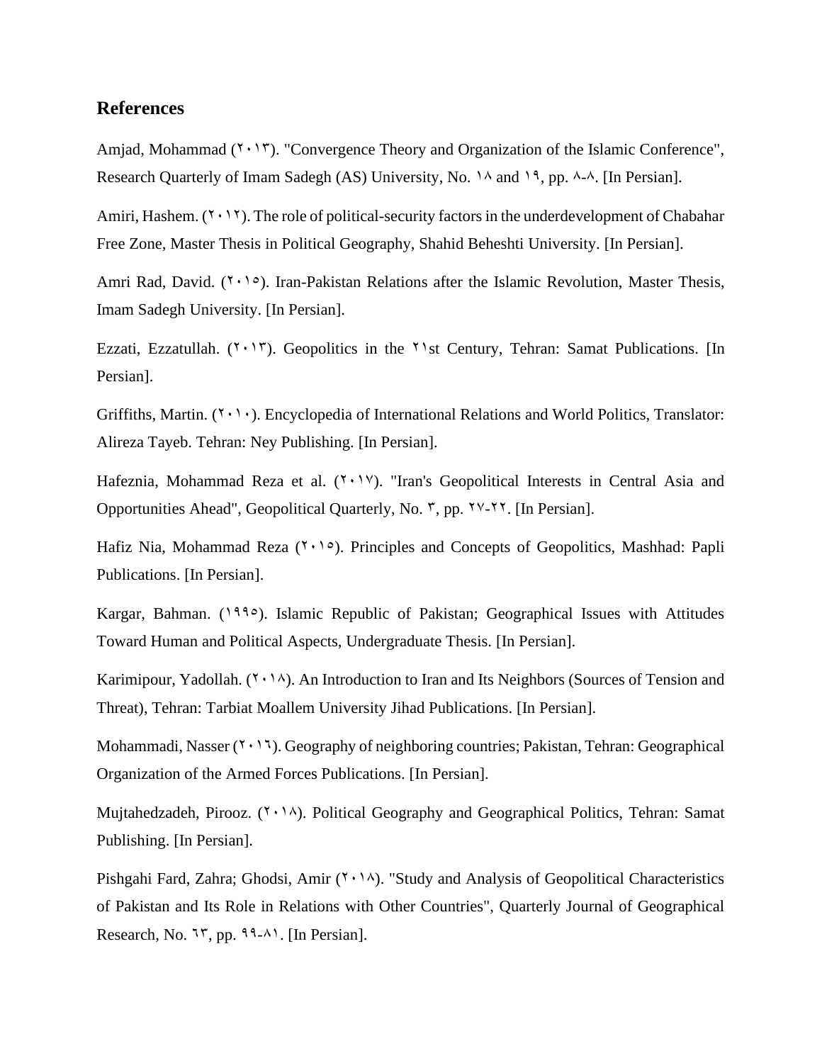## References

Amjad, Mohammad (۲۰۱۳). "Convergence Theory and Organization of the Islamic Conference", Research Quarterly of Imam Sadegh (AS) University, No. ۱۸ and ۱۹, pp. ۸-۸. [In Persian].

Amiri, Hashem. (۲۰۱۲). The role of political-security factors in the underdevelopment of Chabahar Free Zone, Master Thesis in Political Geography, Shahid Beheshti University. [In Persian].

Amri Rad, David. (۲۰۱۵). Iran-Pakistan Relations after the Islamic Revolution, Master Thesis, Imam Sadegh University. [In Persian].

Ezzati, Ezzatullah. (۲۰۱۳). Geopolitics in the ۲۱st Century, Tehran: Samat Publications. [In Persian].

Griffiths, Martin. (۲۰۱۰). Encyclopedia of International Relations and World Politics, Translator: Alireza Tayeb. Tehran: Ney Publishing. [In Persian].

Hafeznia, Mohammad Reza et al. (۲۰۱۷). "Iran's Geopolitical Interests in Central Asia and Opportunities Ahead", Geopolitical Quarterly, No. ۳, pp. ۲۷-۲۲. [In Persian].

Hafiz Nia, Mohammad Reza (۲۰۱۵). Principles and Concepts of Geopolitics, Mashhad: Papli Publications. [In Persian].

Kargar, Bahman. (۱۹۹۵). Islamic Republic of Pakistan; Geographical Issues with Attitudes Toward Human and Political Aspects, Undergraduate Thesis. [In Persian].

Karimipour, Yadollah. (۲۰۱۸). An Introduction to Iran and Its Neighbors (Sources of Tension and Threat), Tehran: Tarbiat Moallem University Jihad Publications. [In Persian].

Mohammadi, Nasser (۲۰۱۶). Geography of neighboring countries; Pakistan, Tehran: Geographical Organization of the Armed Forces Publications. [In Persian].

Mujtahedzadeh, Pirooz. (۲۰۱۸). Political Geography and Geographical Politics, Tehran: Samat Publishing. [In Persian].

Pishgahi Fard, Zahra; Ghodsi, Amir (۲۰۱۸). "Study and Analysis of Geopolitical Characteristics of Pakistan and Its Role in Relations with Other Countries", Quarterly Journal of Geographical Research, No. ۶۳, pp. ۹۹-۸۱. [In Persian].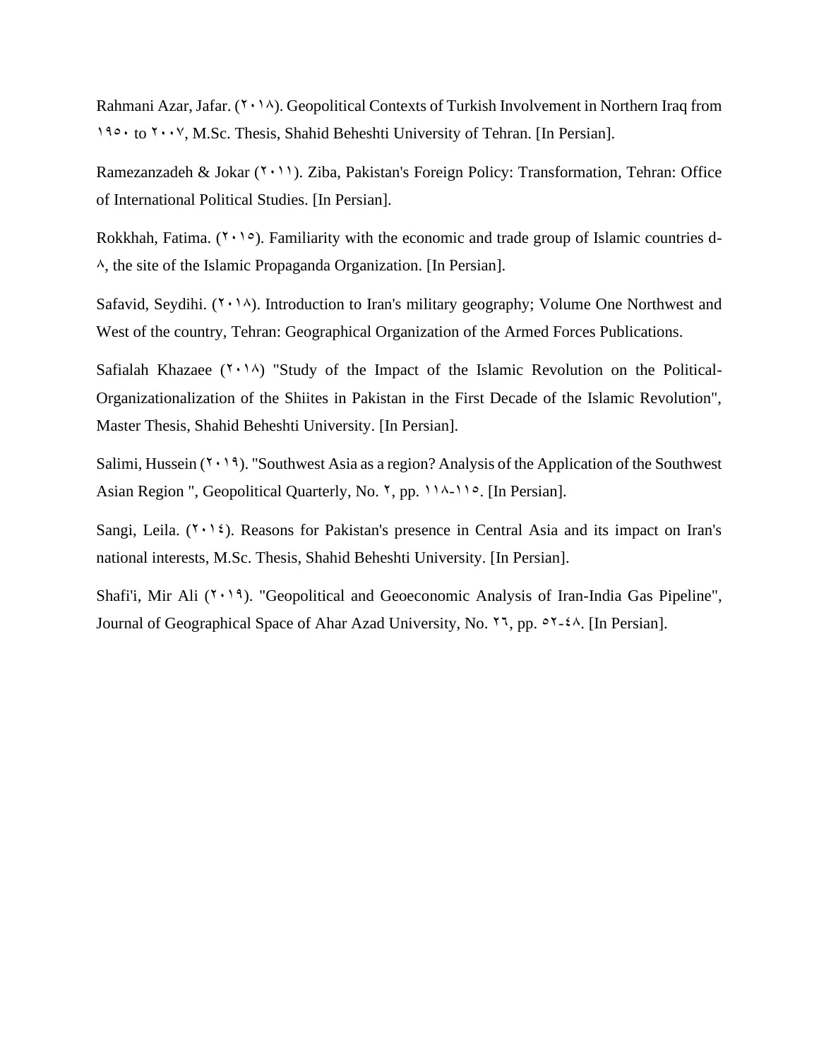Rahmani Azar, Jafar. (۲۰۱۸). Geopolitical Contexts of Turkish Involvement in Northern Iraq from ۱۹۵۰ to ۲۰۰۷, M.Sc. Thesis, Shahid Beheshti University of Tehran. [In Persian].

Ramezanzadeh & Jokar (۲۰۱۱). Ziba, Pakistan's Foreign Policy: Transformation, Tehran: Office of International Political Studies. [In Persian].

Rokkhah, Fatima. (۲۰۱۵). Familiarity with the economic and trade group of Islamic countries d-۸, the site of the Islamic Propaganda Organization. [In Persian].

Safavid, Seydihi. (۲۰۱۸). Introduction to Iran's military geography; Volume One Northwest and West of the country, Tehran: Geographical Organization of the Armed Forces Publications.

Safialah Khazaee (۲۰۱۸) "Study of the Impact of the Islamic Revolution on the Political-Organizationalization of the Shiites in Pakistan in the First Decade of the Islamic Revolution", Master Thesis, Shahid Beheshti University. [In Persian].

Salimi, Hussein (۲۰۱۹). "Southwest Asia as a region? Analysis of the Application of the Southwest Asian Region ", Geopolitical Quarterly, No. ۲, pp. ۱۱۸-۱۱۵. [In Persian].

Sangi, Leila. (۲۰۱٤). Reasons for Pakistan's presence in Central Asia and its impact on Iran's national interests, M.Sc. Thesis, Shahid Beheshti University. [In Persian].

Shafi'i, Mir Ali (۲۰۱۹). "Geopolitical and Geoeconomic Analysis of Iran-India Gas Pipeline", Journal of Geographical Space of Ahar Azad University, No. ۲٦, pp. ۵۲-٤۸. [In Persian].